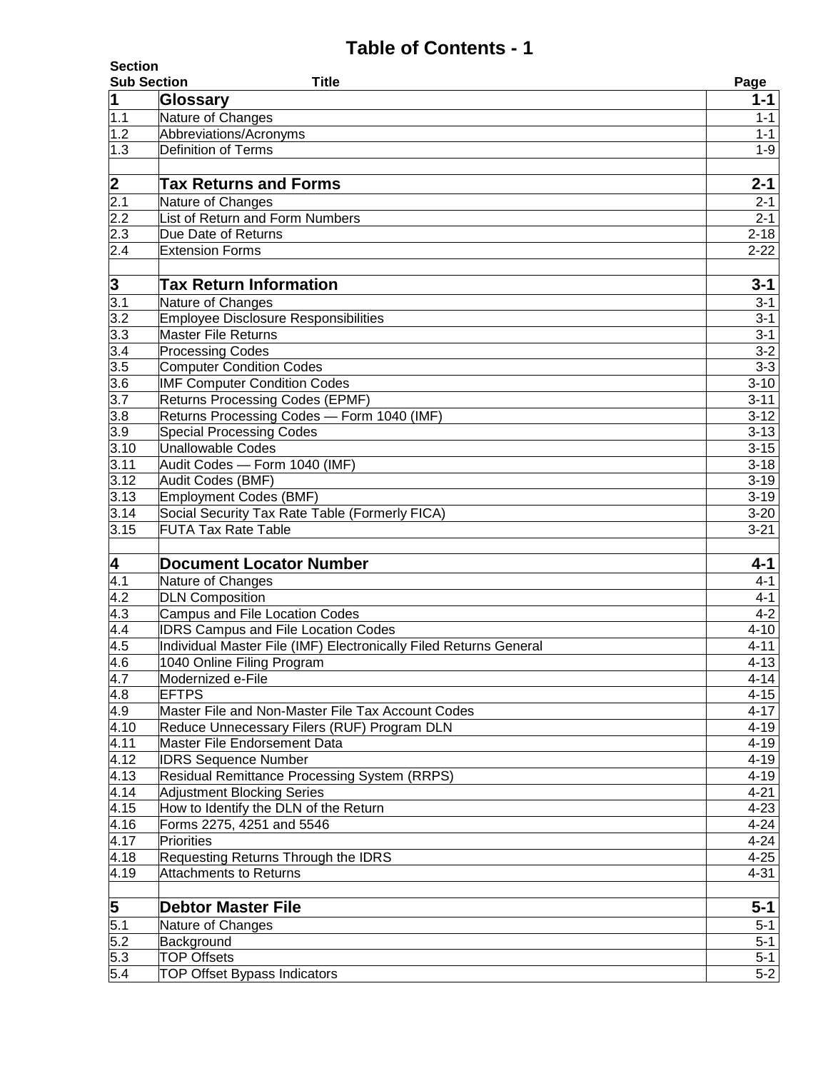# Table of Contents - 1

| Section Sub Section | Title | Page |
|---|---|---|
| **1** | **Glossary** | **1-1** |
| 1.1 | Nature of Changes | 1-1 |
| 1.2 | Abbreviations/Acronyms | 1-1 |
| 1.3 | Definition of Terms | 1-9 |
| | | |
| **2** | **Tax Returns and Forms** | **2-1** |
| 2.1 | Nature of Changes | 2-1 |
| 2.2 | List of Return and Form Numbers | 2-1 |
| 2.3 | Due Date of Returns | 2-18 |
| 2.4 | Extension Forms | 2-22 |
| | | |
| **3** | **Tax Return Information** | **3-1** |
| 3.1 | Nature of Changes | 3-1 |
| 3.2 | Employee Disclosure Responsibilities | 3-1 |
| 3.3 | Master File Returns | 3-1 |
| 3.4 | Processing Codes | 3-2 |
| 3.5 | Computer Condition Codes | 3-3 |
| 3.6 | IMF Computer Condition Codes | 3-10 |
| 3.7 | Returns Processing Codes (EPMF) | 3-11 |
| 3.8 | Returns Processing Codes — Form 1040 (IMF) | 3-12 |
| 3.9 | Special Processing Codes | 3-13 |
| 3.10 | Unallowable Codes | 3-15 |
| 3.11 | Audit Codes — Form 1040 (IMF) | 3-18 |
| 3.12 | Audit Codes (BMF) | 3-19 |
| 3.13 | Employment Codes (BMF) | 3-19 |
| 3.14 | Social Security Tax Rate Table (Formerly FICA) | 3-20 |
| 3.15 | FUTA Tax Rate Table | 3-21 |
| | | |
| **4** | **Document Locator Number** | **4-1** |
| 4.1 | Nature of Changes | 4-1 |
| 4.2 | DLN Composition | 4-1 |
| 4.3 | Campus and File Location Codes | 4-2 |
| 4.4 | IDRS Campus and File Location Codes | 4-10 |
| 4.5 | Individual Master File (IMF) Electronically Filed Returns General | 4-11 |
| 4.6 | 1040 Online Filing Program | 4-13 |
| 4.7 | Modernized e-File | 4-14 |
| 4.8 | EFTPS | 4-15 |
| 4.9 | Master File and Non-Master File Tax Account Codes | 4-17 |
| 4.10 | Reduce Unnecessary Filers (RUF) Program DLN | 4-19 |
| 4.11 | Master File Endorsement Data | 4-19 |
| 4.12 | IDRS Sequence Number | 4-19 |
| 4.13 | Residual Remittance Processing System (RRPS) | 4-19 |
| 4.14 | Adjustment Blocking Series | 4-21 |
| 4.15 | How to Identify the DLN of the Return | 4-23 |
| 4.16 | Forms 2275, 4251 and 5546 | 4-24 |
| 4.17 | Priorities | 4-24 |
| 4.18 | Requesting Returns Through the IDRS | 4-25 |
| 4.19 | Attachments to Returns | 4-31 |
| | | |
| **5** | **Debtor Master File** | **5-1** |
| 5.1 | Nature of Changes | 5-1 |
| 5.2 | Background | 5-1 |
| 5.3 | TOP Offsets | 5-1 |
| 5.4 | TOP Offset Bypass Indicators | 5-2 |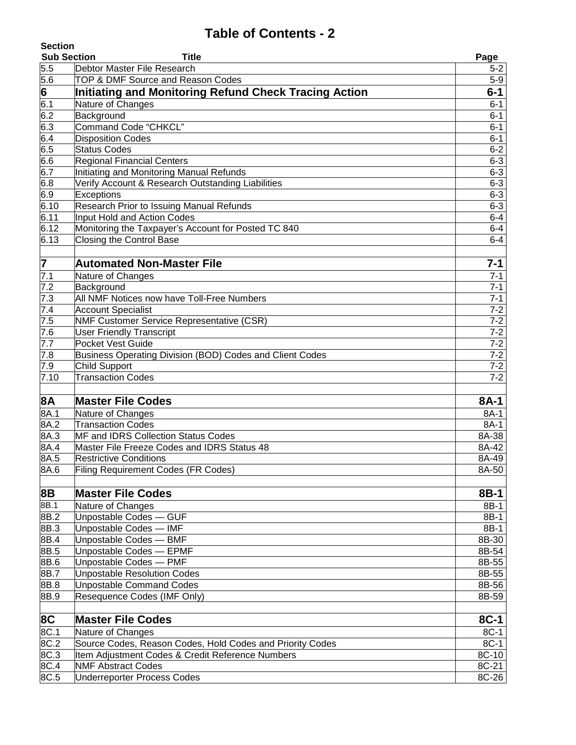# Table of Contents - 2

| Section Sub Section | Title | Page |
|---|---|---|
| 5.5 | Debtor Master File Research | 5-2 |
| 5.6 | TOP & DMF Source and Reason Codes | 5-9 |
| **6** | **Initiating and Monitoring Refund Check Tracing Action** | **6-1** |
| 6.1 | Nature of Changes | 6-1 |
| 6.2 | Background | 6-1 |
| 6.3 | Command Code “CHKCL” | 6-1 |
| 6.4 | Disposition Codes | 6-1 |
| 6.5 | Status Codes | 6-2 |
| 6.6 | Regional Financial Centers | 6-3 |
| 6.7 | Initiating and Monitoring Manual Refunds | 6-3 |
| 6.8 | Verify Account & Research Outstanding Liabilities | 6-3 |
| 6.9 | Exceptions | 6-3 |
| 6.10 | Research Prior to Issuing Manual Refunds | 6-3 |
| 6.11 | Input Hold and Action Codes | 6-4 |
| 6.12 | Monitoring the Taxpayer’s Account for Posted TC 840 | 6-4 |
| 6.13 | Closing the Control Base | 6-4 |
| | | |
| **7** | **Automated Non-Master File** | **7-1** |
| 7.1 | Nature of Changes | 7-1 |
| 7.2 | Background | 7-1 |
| 7.3 | All NMF Notices now have Toll-Free Numbers | 7-1 |
| 7.4 | Account Specialist | 7-2 |
| 7.5 | NMF Customer Service Representative (CSR) | 7-2 |
| 7.6 | User Friendly Transcript | 7-2 |
| 7.7 | Pocket Vest Guide | 7-2 |
| 7.8 | Business Operating Division (BOD) Codes and Client Codes | 7-2 |
| 7.9 | Child Support | 7-2 |
| 7.10 | Transaction Codes | 7-2 |
| | | |
| **8A** | **Master File Codes** | **8A-1** |
| 8A.1 | Nature of Changes | 8A-1 |
| 8A.2 | Transaction Codes | 8A-1 |
| 8A.3 | MF and IDRS Collection Status Codes | 8A-38 |
| 8A.4 | Master File Freeze Codes and IDRS Status 48 | 8A-42 |
| 8A.5 | Restrictive Conditions | 8A-49 |
| 8A.6 | Filing Requirement Codes (FR Codes) | 8A-50 |
| | | |
| **8B** | **Master File Codes** | **8B-1** |
| 8B.1 | Nature of Changes | 8B-1 |
| 8B.2 | Unpostable Codes — GUF | 8B-1 |
| 8B.3 | Unpostable Codes — IMF | 8B-1 |
| 8B.4 | Unpostable Codes — BMF | 8B-30 |
| 8B.5 | Unpostable Codes — EPMF | 8B-54 |
| 8B.6 | Unpostable Codes — PMF | 8B-55 |
| 8B.7 | Unpostable Resolution Codes | 8B-55 |
| 8B.8 | Unpostable Command Codes | 8B-56 |
| 8B.9 | Resequence Codes (IMF Only) | 8B-59 |
| | | |
| **8C** | **Master File Codes** | **8C-1** |
| 8C.1 | Nature of Changes | 8C-1 |
| 8C.2 | Source Codes, Reason Codes, Hold Codes and Priority Codes | 8C-1 |
| 8C.3 | Item Adjustment Codes & Credit Reference Numbers | 8C-10 |
| 8C.4 | NMF Abstract Codes | 8C-21 |
| 8C.5 | Underreporter Process Codes | 8C-26 |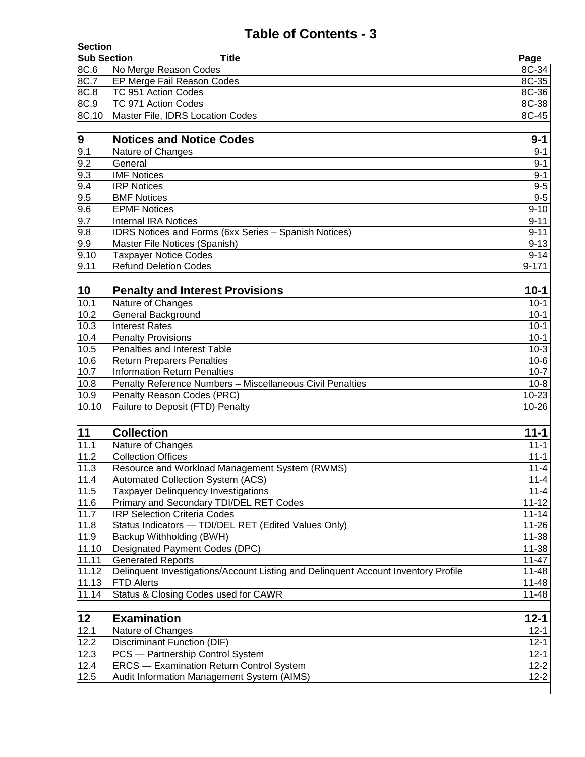# Table of Contents - 3

| Section Sub Section | Title | Page |
|---|---|---|
| 8C.6 | No Merge Reason Codes | 8C-34 |
| 8C.7 | EP Merge Fail Reason Codes | 8C-35 |
| 8C.8 | TC 951 Action Codes | 8C-36 |
| 8C.9 | TC 971 Action Codes | 8C-38 |
| 8C.10 | Master File, IDRS Location Codes | 8C-45 |
| | | |
| **9** | **Notices and Notice Codes** | **9-1** |
| 9.1 | Nature of Changes | 9-1 |
| 9.2 | General | 9-1 |
| 9.3 | IMF Notices | 9-1 |
| 9.4 | IRP Notices | 9-5 |
| 9.5 | BMF Notices | 9-5 |
| 9.6 | EPMF Notices | 9-10 |
| 9.7 | Internal IRA Notices | 9-11 |
| 9.8 | IDRS Notices and Forms (6xx Series – Spanish Notices) | 9-11 |
| 9.9 | Master File Notices (Spanish) | 9-13 |
| 9.10 | Taxpayer Notice Codes | 9-14 |
| 9.11 | Refund Deletion Codes | 9-171 |
| | | |
| **10** | **Penalty and Interest Provisions** | **10-1** |
| 10.1 | Nature of Changes | 10-1 |
| 10.2 | General Background | 10-1 |
| 10.3 | Interest Rates | 10-1 |
| 10.4 | Penalty Provisions | 10-1 |
| 10.5 | Penalties and Interest Table | 10-3 |
| 10.6 | Return Preparers Penalties | 10-6 |
| 10.7 | Information Return Penalties | 10-7 |
| 10.8 | Penalty Reference Numbers – Miscellaneous Civil Penalties | 10-8 |
| 10.9 | Penalty Reason Codes (PRC) | 10-23 |
| 10.10 | Failure to Deposit (FTD) Penalty | 10-26 |
| | | |
| **11** | **Collection** | **11-1** |
| 11.1 | Nature of Changes | 11-1 |
| 11.2 | Collection Offices | 11-1 |
| 11.3 | Resource and Workload Management System (RWMS) | 11-4 |
| 11.4 | Automated Collection System (ACS) | 11-4 |
| 11.5 | Taxpayer Delinquency Investigations | 11-4 |
| 11.6 | Primary and Secondary TDI/DEL RET Codes | 11-12 |
| 11.7 | IRP Selection Criteria Codes | 11-14 |
| 11.8 | Status Indicators — TDI/DEL RET (Edited Values Only) | 11-26 |
| 11.9 | Backup Withholding (BWH) | 11-38 |
| 11.10 | Designated Payment Codes (DPC) | 11-38 |
| 11.11 | Generated Reports | 11-47 |
| 11.12 | Delinquent Investigations/Account Listing and Delinquent Account Inventory Profile | 11-48 |
| 11.13 | FTD Alerts | 11-48 |
| 11.14 | Status & Closing Codes used for CAWR | 11-48 |
| | | |
| **12** | **Examination** | **12-1** |
| 12.1 | Nature of Changes | 12-1 |
| 12.2 | Discriminant Function (DIF) | 12-1 |
| 12.3 | PCS — Partnership Control System | 12-1 |
| 12.4 | ERCS — Examination Return Control System | 12-2 |
| 12.5 | Audit Information Management System (AIMS) | 12-2 |
| | | |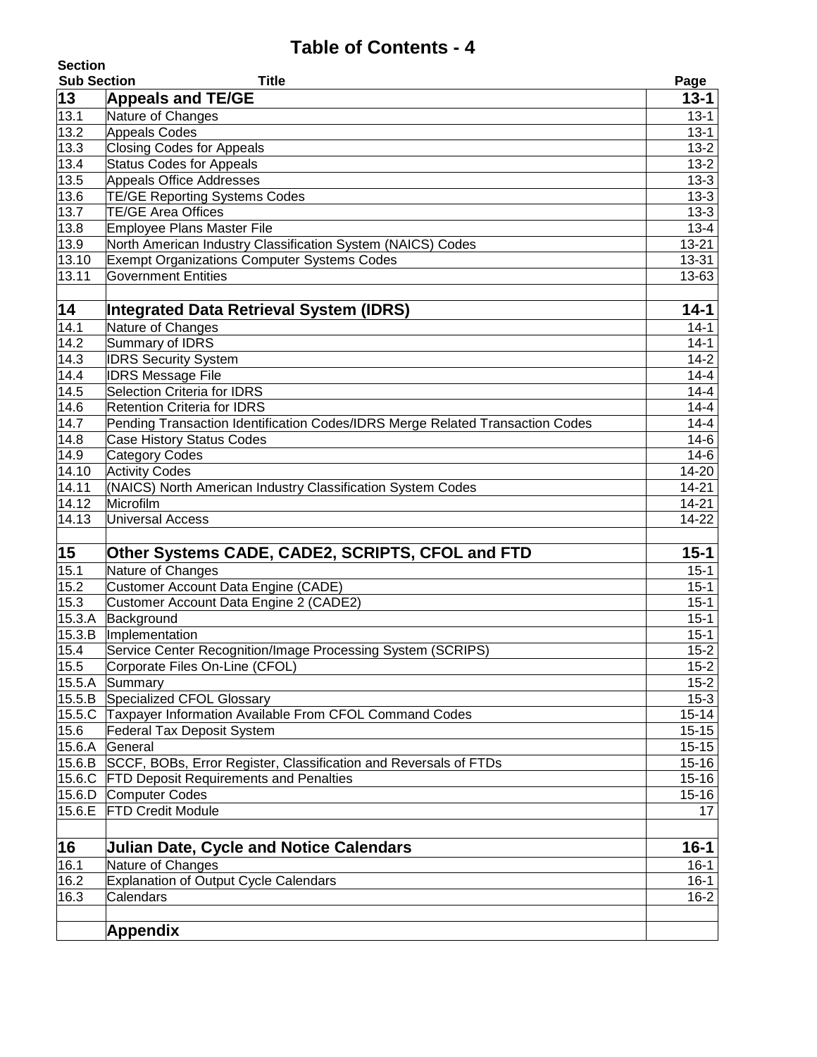# Table of Contents - 4

| Section<br>Sub Section | Title | Page |
|---|---|---|
| **13** | **Appeals and TE/GE** | **13-1** |
| 13.1 | Nature of Changes | 13-1 |
| 13.2 | Appeals Codes | 13-1 |
| 13.3 | Closing Codes for Appeals | 13-2 |
| 13.4 | Status Codes for Appeals | 13-2 |
| 13.5 | Appeals Office Addresses | 13-3 |
| 13.6 | TE/GE Reporting Systems Codes | 13-3 |
| 13.7 | TE/GE Area Offices | 13-3 |
| 13.8 | Employee Plans Master File | 13-4 |
| 13.9 | North American Industry Classification System (NAICS) Codes | 13-21 |
| 13.10 | Exempt Organizations Computer Systems Codes | 13-31 |
| 13.11 | Government Entities | 13-63 |
| | | |
| **14** | **Integrated Data Retrieval System (IDRS)** | **14-1** |
| 14.1 | Nature of Changes | 14-1 |
| 14.2 | Summary of IDRS | 14-1 |
| 14.3 | IDRS Security System | 14-2 |
| 14.4 | IDRS Message File | 14-4 |
| 14.5 | Selection Criteria for IDRS | 14-4 |
| 14.6 | Retention Criteria for IDRS | 14-4 |
| 14.7 | Pending Transaction Identification Codes/IDRS Merge Related Transaction Codes | 14-4 |
| 14.8 | Case History Status Codes | 14-6 |
| 14.9 | Category Codes | 14-6 |
| 14.10 | Activity Codes | 14-20 |
| 14.11 | (NAICS) North American Industry Classification System Codes | 14-21 |
| 14.12 | Microfilm | 14-21 |
| 14.13 | Universal Access | 14-22 |
| | | |
| **15** | **Other Systems CADE, CADE2, SCRIPTS, CFOL and FTD** | **15-1** |
| 15.1 | Nature of Changes | 15-1 |
| 15.2 | Customer Account Data Engine (CADE) | 15-1 |
| 15.3 | Customer Account Data Engine 2 (CADE2) | 15-1 |
| 15.3.A | Background | 15-1 |
| 15.3.B | Implementation | 15-1 |
| 15.4 | Service Center Recognition/Image Processing System (SCRIPS) | 15-2 |
| 15.5 | Corporate Files On-Line (CFOL) | 15-2 |
| 15.5.A | Summary | 15-2 |
| 15.5.B | Specialized CFOL Glossary | 15-3 |
| 15.5.C | Taxpayer Information Available From CFOL Command Codes | 15-14 |
| 15.6 | Federal Tax Deposit System | 15-15 |
| 15.6.A | General | 15-15 |
| 15.6.B | SCCF, BOBs, Error Register, Classification and Reversals of FTDs | 15-16 |
| 15.6.C | FTD Deposit Requirements and Penalties | 15-16 |
| 15.6.D | Computer Codes | 15-16 |
| 15.6.E | FTD Credit Module | 17 |
| | | |
| **16** | **Julian Date, Cycle and Notice Calendars** | **16-1** |
| 16.1 | Nature of Changes | 16-1 |
| 16.2 | Explanation of Output Cycle Calendars | 16-1 |
| 16.3 | Calendars | 16-2 |
| | | |
| | **Appendix** | |